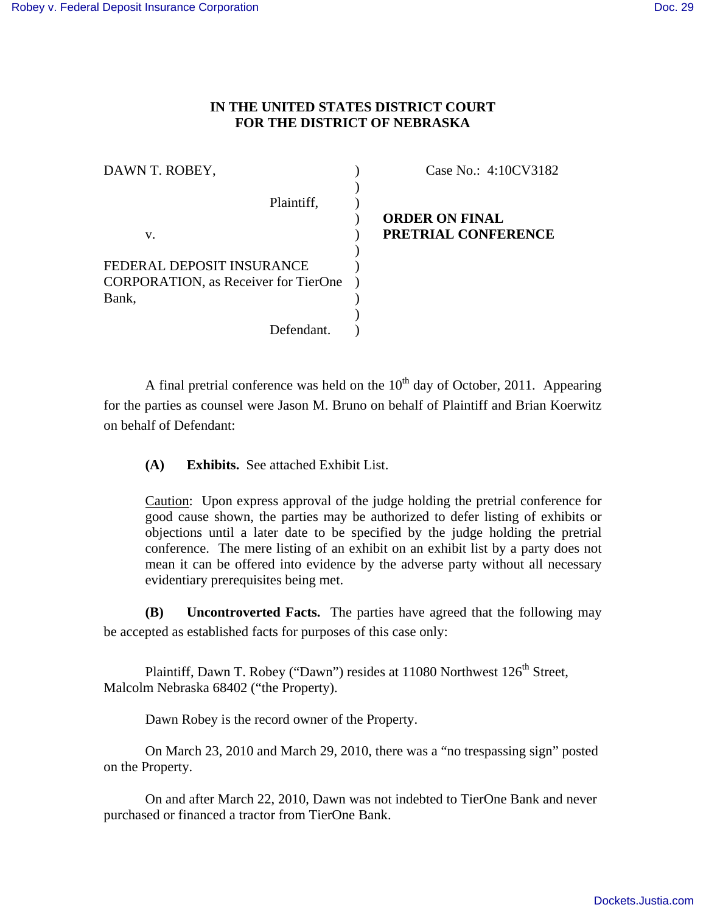**IN THE UNITED STATES DISTRICT COURT**
**FOR THE DISTRICT OF NEBRASKA**

| | | |
|---|---|---|
| DAWN T. ROBEY, | ) | Case No.: 4:10CV3182 |
| | ) | |
| Plaintiff, | ) | |
| | ) | **ORDER ON FINAL** |
| v. | ) | **PRETRIAL CONFERENCE** |
| | ) | |
| FEDERAL DEPOSIT INSURANCE CORPORATION, as Receiver for TierOne Bank, | ) | |
| | ) | |
| Defendant. | ) | |

A final pretrial conference was held on the 10th day of October, 2011. Appearing for the parties as counsel were Jason M. Bruno on behalf of Plaintiff and Brian Koerwitz on behalf of Defendant:

**(A) Exhibits.** See attached Exhibit List.

Caution: Upon express approval of the judge holding the pretrial conference for good cause shown, the parties may be authorized to defer listing of exhibits or objections until a later date to be specified by the judge holding the pretrial conference. The mere listing of an exhibit on an exhibit list by a party does not mean it can be offered into evidence by the adverse party without all necessary evidentiary prerequisites being met.

**(B) Uncontroverted Facts.** The parties have agreed that the following may be accepted as established facts for purposes of this case only:

Plaintiff, Dawn T. Robey ("Dawn") resides at 11080 Northwest 126th Street, Malcolm Nebraska 68402 ("the Property).

Dawn Robey is the record owner of the Property.

On March 23, 2010 and March 29, 2010, there was a "no trespassing sign" posted on the Property.

On and after March 22, 2010, Dawn was not indebted to TierOne Bank and never purchased or financed a tractor from TierOne Bank.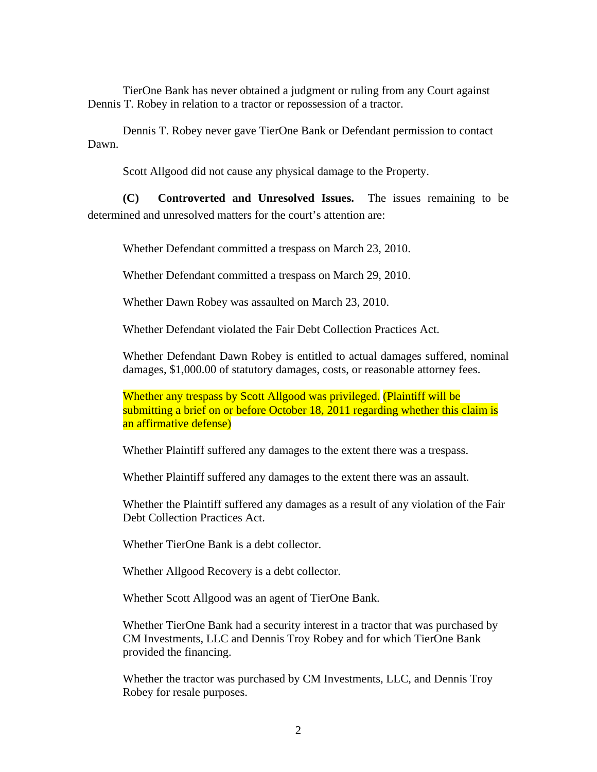TierOne Bank has never obtained a judgment or ruling from any Court against Dennis T. Robey in relation to a tractor or repossession of a tractor.

Dennis T. Robey never gave TierOne Bank or Defendant permission to contact Dawn.

Scott Allgood did not cause any physical damage to the Property.

**(C) Controverted and Unresolved Issues.** The issues remaining to be determined and unresolved matters for the court's attention are:

Whether Defendant committed a trespass on March 23, 2010.

Whether Defendant committed a trespass on March 29, 2010.

Whether Dawn Robey was assaulted on March 23, 2010.

Whether Defendant violated the Fair Debt Collection Practices Act.

Whether Defendant Dawn Robey is entitled to actual damages suffered, nominal damages, $1,000.00 of statutory damages, costs, or reasonable attorney fees.

Whether any trespass by Scott Allgood was privileged. (Plaintiff will be submitting a brief on or before October 18, 2011 regarding whether this claim is an affirmative defense)

Whether Plaintiff suffered any damages to the extent there was a trespass.

Whether Plaintiff suffered any damages to the extent there was an assault.

Whether the Plaintiff suffered any damages as a result of any violation of the Fair Debt Collection Practices Act.

Whether TierOne Bank is a debt collector.

Whether Allgood Recovery is a debt collector.

Whether Scott Allgood was an agent of TierOne Bank.

Whether TierOne Bank had a security interest in a tractor that was purchased by CM Investments, LLC and Dennis Troy Robey and for which TierOne Bank provided the financing.

Whether the tractor was purchased by CM Investments, LLC, and Dennis Troy Robey for resale purposes.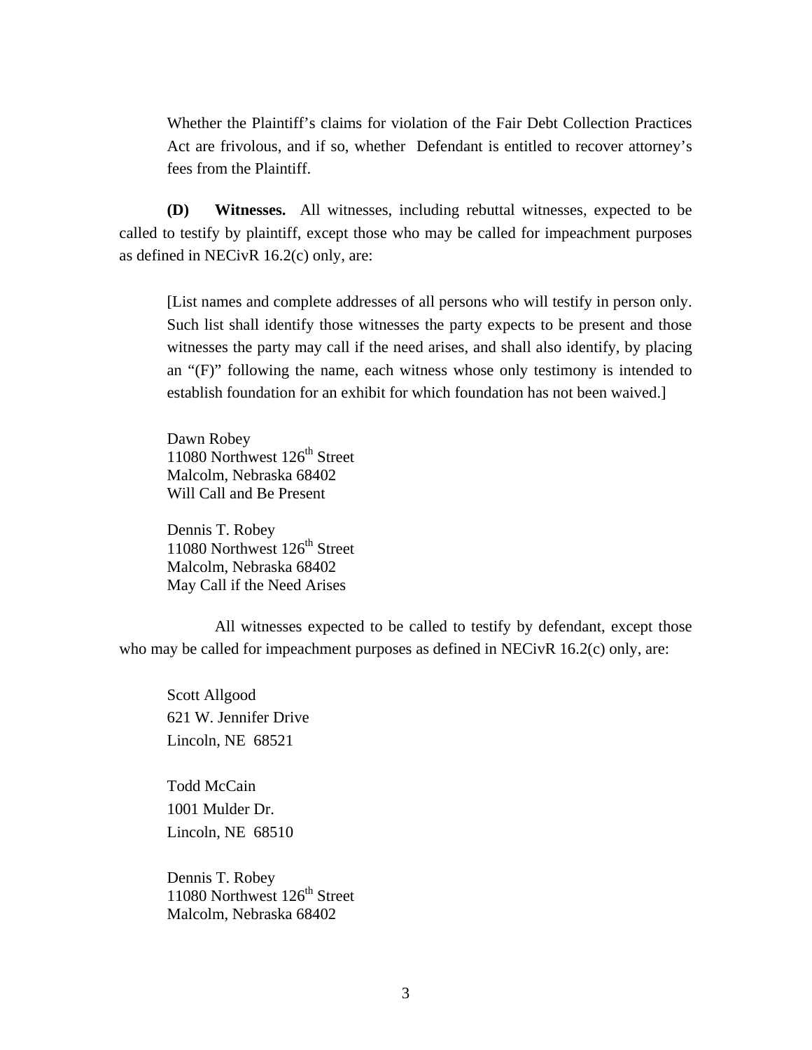Whether the Plaintiff's claims for violation of the Fair Debt Collection Practices Act are frivolous, and if so, whether Defendant is entitled to recover attorney's fees from the Plaintiff.

**(D) Witnesses.** All witnesses, including rebuttal witnesses, expected to be called to testify by plaintiff, except those who may be called for impeachment purposes as defined in NECivR 16.2(c) only, are:

[List names and complete addresses of all persons who will testify in person only. Such list shall identify those witnesses the party expects to be present and those witnesses the party may call if the need arises, and shall also identify, by placing an "(F)" following the name, each witness whose only testimony is intended to establish foundation for an exhibit for which foundation has not been waived.]

Dawn Robey
11080 Northwest 126th Street
Malcolm, Nebraska 68402
Will Call and Be Present

Dennis T. Robey
11080 Northwest 126th Street
Malcolm, Nebraska 68402
May Call if the Need Arises

All witnesses expected to be called to testify by defendant, except those who may be called for impeachment purposes as defined in NECivR 16.2(c) only, are:

Scott Allgood
621 W. Jennifer Drive
Lincoln, NE 68521

Todd McCain
1001 Mulder Dr.
Lincoln, NE 68510

Dennis T. Robey
11080 Northwest 126th Street
Malcolm, Nebraska 68402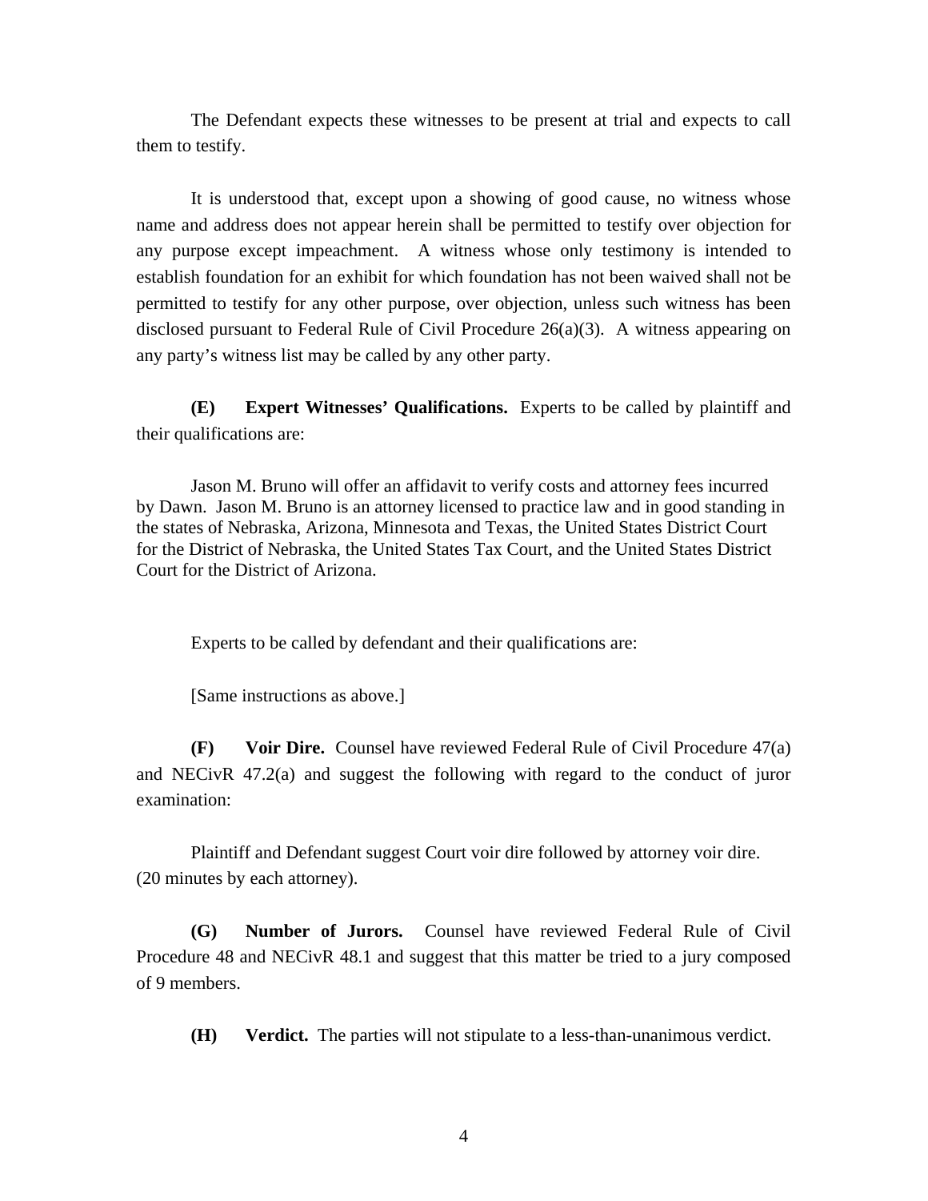The Defendant expects these witnesses to be present at trial and expects to call them to testify.

It is understood that, except upon a showing of good cause, no witness whose name and address does not appear herein shall be permitted to testify over objection for any purpose except impeachment. A witness whose only testimony is intended to establish foundation for an exhibit for which foundation has not been waived shall not be permitted to testify for any other purpose, over objection, unless such witness has been disclosed pursuant to Federal Rule of Civil Procedure 26(a)(3). A witness appearing on any party's witness list may be called by any other party.

**(E) Expert Witnesses' Qualifications.** Experts to be called by plaintiff and their qualifications are:

Jason M. Bruno will offer an affidavit to verify costs and attorney fees incurred by Dawn. Jason M. Bruno is an attorney licensed to practice law and in good standing in the states of Nebraska, Arizona, Minnesota and Texas, the United States District Court for the District of Nebraska, the United States Tax Court, and the United States District Court for the District of Arizona.

Experts to be called by defendant and their qualifications are:

[Same instructions as above.]

**(F) Voir Dire.** Counsel have reviewed Federal Rule of Civil Procedure 47(a) and NECivR 47.2(a) and suggest the following with regard to the conduct of juror examination:

Plaintiff and Defendant suggest Court voir dire followed by attorney voir dire. (20 minutes by each attorney).

**(G) Number of Jurors.** Counsel have reviewed Federal Rule of Civil Procedure 48 and NECivR 48.1 and suggest that this matter be tried to a jury composed of 9 members.

**(H) Verdict.** The parties will not stipulate to a less-than-unanimous verdict.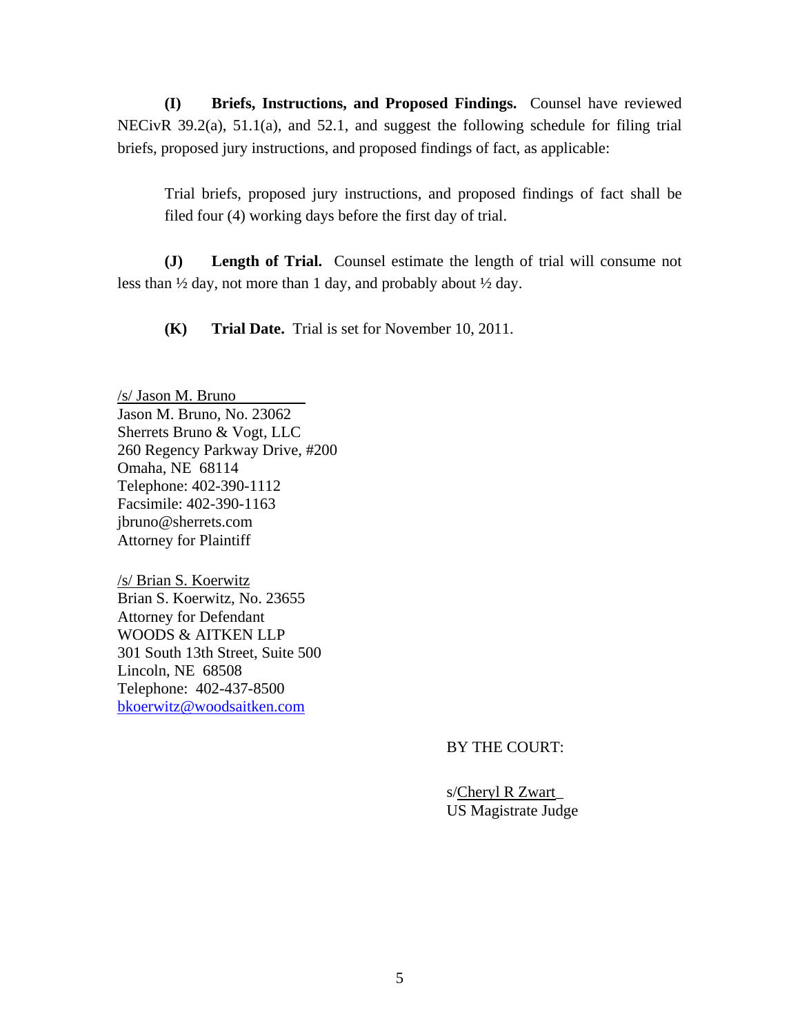**(I) Briefs, Instructions, and Proposed Findings.** Counsel have reviewed NECivR 39.2(a), 51.1(a), and 52.1, and suggest the following schedule for filing trial briefs, proposed jury instructions, and proposed findings of fact, as applicable:

> Trial briefs, proposed jury instructions, and proposed findings of fact shall be filed four (4) working days before the first day of trial.

**(J) Length of Trial.** Counsel estimate the length of trial will consume not less than ½ day, not more than 1 day, and probably about ½ day.

**(K) Trial Date.** Trial is set for November 10, 2011.

/s/ Jason M. Bruno
Jason M. Bruno, No. 23062
Sherrets Bruno & Vogt, LLC
260 Regency Parkway Drive, #200
Omaha, NE 68114
Telephone: 402-390-1112
Facsimile: 402-390-1163
jbruno@sherrets.com
Attorney for Plaintiff

/s/ Brian S. Koerwitz
Brian S. Koerwitz, No. 23655
Attorney for Defendant
WOODS & AITKEN LLP
301 South 13th Street, Suite 500
Lincoln, NE 68508
Telephone: 402-437-8500
bkoerwitz@woodsaitken.com

BY THE COURT:

s/Cheryl R Zwart
US Magistrate Judge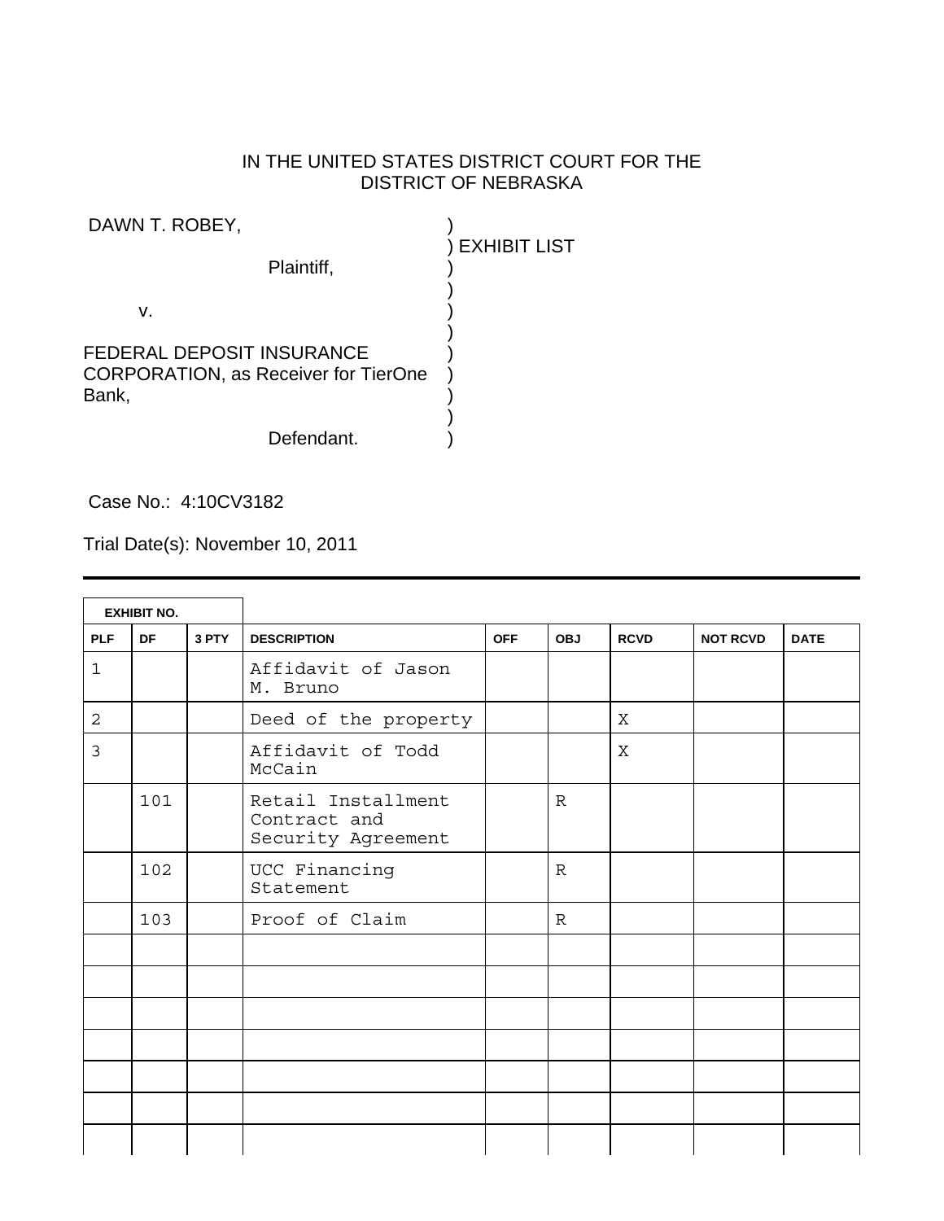IN THE UNITED STATES DISTRICT COURT FOR THE
DISTRICT OF NEBRASKA

DAWN T. ROBEY,

Plaintiff,

v.

FEDERAL DEPOSIT INSURANCE CORPORATION, as Receiver for TierOne Bank,

Defendant.

) EXHIBIT LIST

Case No.: 4:10CV3182

Trial Date(s): November 10, 2011

| EXHIBIT NO. | | | | | | | | |
|---|---|---|---|---|---|---|---|---|
| PLF | DF | 3 PTY | DESCRIPTION | OFF | OBJ | RCVD | NOT RCVD | DATE |
| 1 | | | Affidavit of Jason M. Bruno | | | | | |
| 2 | | | Deed of the property | | | X | | |
| 3 | | | Affidavit of Todd McCain | | | X | | |
| | 101 | | Retail Installment Contract and Security Agreement | | R | | | |
| | 102 | | UCC Financing Statement | | R | | | |
| | 103 | | Proof of Claim | | R | | | |
| | | | | | | | | |
| | | | | | | | | |
| | | | | | | | | |
| | | | | | | | | |
| | | | | | | | | |
| | | | | | | | | |
| | | | | | | | | |